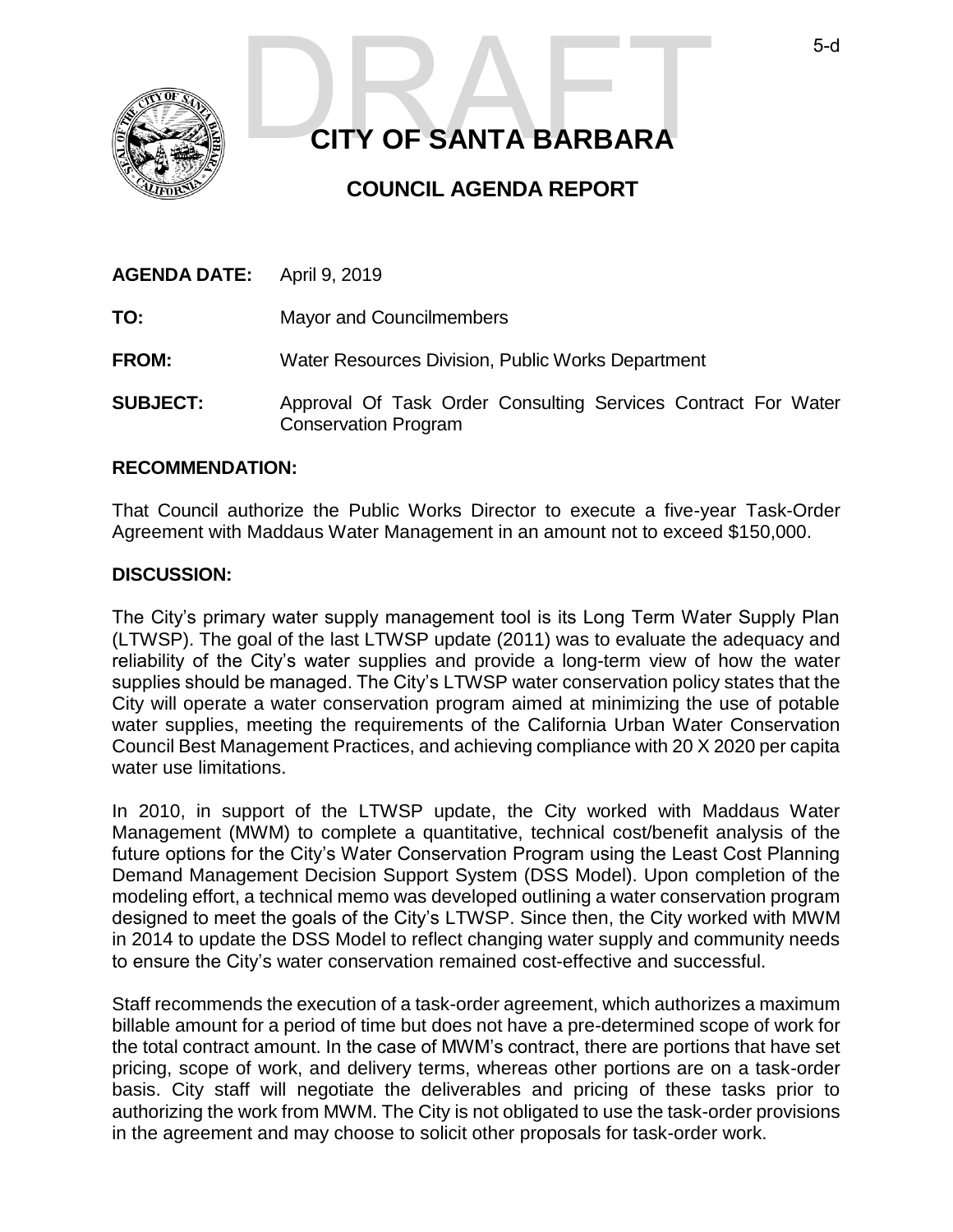# CITY OF SANTA BARBARA

## COUNCIL AGENDA REPORT

**AGENDA DATE:** April 9, 2019

**TO:** Mayor and Councilmembers

**FROM:** Water Resources Division, Public Works Department

**SUBJECT:** Approval Of Task Order Consulting Services Contract For Water Conservation Program

**RECOMMENDATION:**

That Council authorize the Public Works Director to execute a five-year Task-Order Agreement with Maddaus Water Management in an amount not to exceed $150,000.

**DISCUSSION:**

The City's primary water supply management tool is its Long Term Water Supply Plan (LTWSP). The goal of the last LTWSP update (2011) was to evaluate the adequacy and reliability of the City's water supplies and provide a long-term view of how the water supplies should be managed. The City's LTWSP water conservation policy states that the City will operate a water conservation program aimed at minimizing the use of potable water supplies, meeting the requirements of the California Urban Water Conservation Council Best Management Practices, and achieving compliance with 20 X 2020 per capita water use limitations.

In 2010, in support of the LTWSP update, the City worked with Maddaus Water Management (MWM) to complete a quantitative, technical cost/benefit analysis of the future options for the City's Water Conservation Program using the Least Cost Planning Demand Management Decision Support System (DSS Model). Upon completion of the modeling effort, a technical memo was developed outlining a water conservation program designed to meet the goals of the City's LTWSP. Since then, the City worked with MWM in 2014 to update the DSS Model to reflect changing water supply and community needs to ensure the City's water conservation remained cost-effective and successful.

Staff recommends the execution of a task-order agreement, which authorizes a maximum billable amount for a period of time but does not have a pre-determined scope of work for the total contract amount. In the case of MWM's contract, there are portions that have set pricing, scope of work, and delivery terms, whereas other portions are on a task-order basis. City staff will negotiate the deliverables and pricing of these tasks prior to authorizing the work from MWM. The City is not obligated to use the task-order provisions in the agreement and may choose to solicit other proposals for task-order work.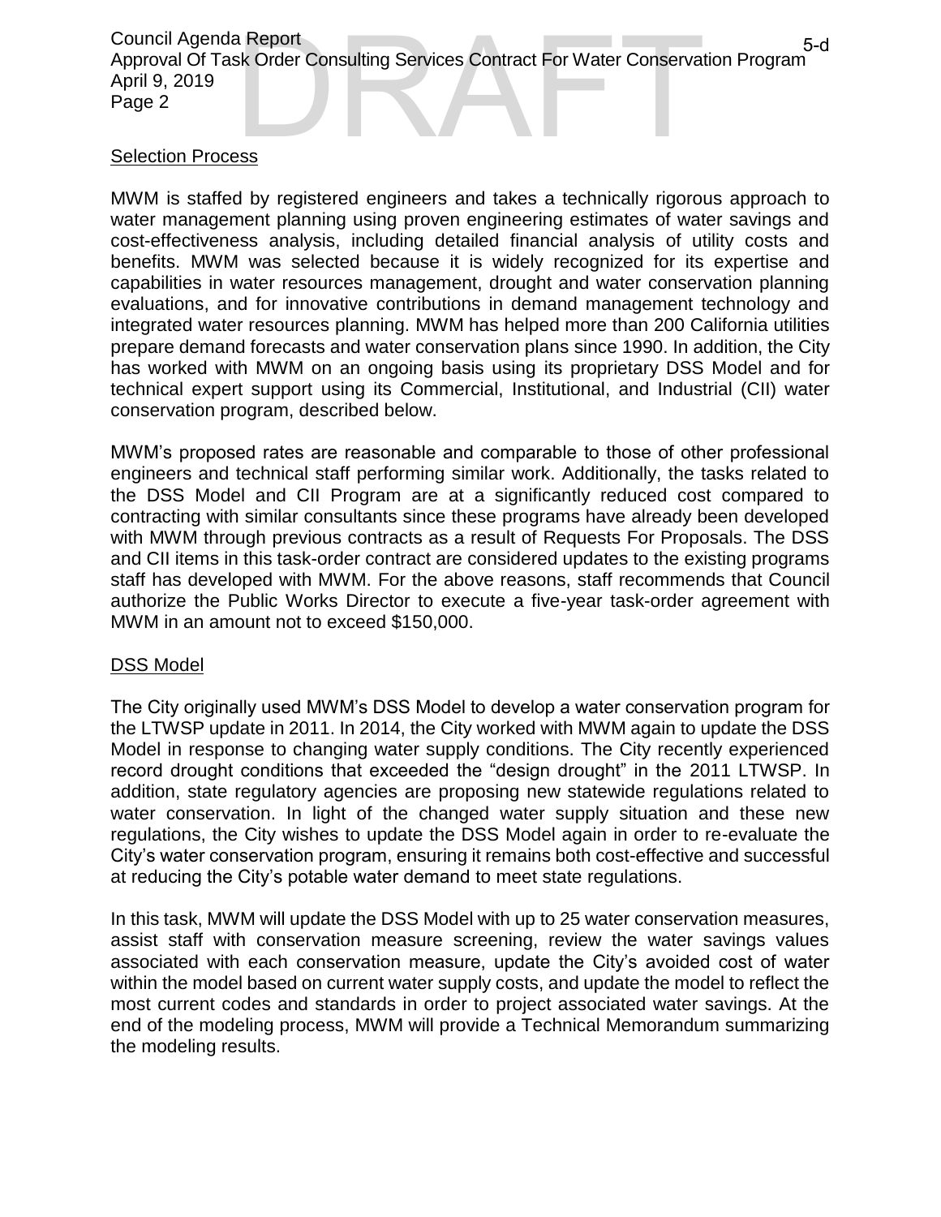## Selection Process

MWM is staffed by registered engineers and takes a technically rigorous approach to water management planning using proven engineering estimates of water savings and cost-effectiveness analysis, including detailed financial analysis of utility costs and benefits. MWM was selected because it is widely recognized for its expertise and capabilities in water resources management, drought and water conservation planning evaluations, and for innovative contributions in demand management technology and integrated water resources planning. MWM has helped more than 200 California utilities prepare demand forecasts and water conservation plans since 1990. In addition, the City has worked with MWM on an ongoing basis using its proprietary DSS Model and for technical expert support using its Commercial, Institutional, and Industrial (CII) water conservation program, described below.

MWM's proposed rates are reasonable and comparable to those of other professional engineers and technical staff performing similar work. Additionally, the tasks related to the DSS Model and CII Program are at a significantly reduced cost compared to contracting with similar consultants since these programs have already been developed with MWM through previous contracts as a result of Requests For Proposals. The DSS and CII items in this task-order contract are considered updates to the existing programs staff has developed with MWM. For the above reasons, staff recommends that Council authorize the Public Works Director to execute a five-year task-order agreement with MWM in an amount not to exceed $150,000.

## DSS Model

The City originally used MWM's DSS Model to develop a water conservation program for the LTWSP update in 2011. In 2014, the City worked with MWM again to update the DSS Model in response to changing water supply conditions. The City recently experienced record drought conditions that exceeded the "design drought" in the 2011 LTWSP. In addition, state regulatory agencies are proposing new statewide regulations related to water conservation. In light of the changed water supply situation and these new regulations, the City wishes to update the DSS Model again in order to re-evaluate the City's water conservation program, ensuring it remains both cost-effective and successful at reducing the City's potable water demand to meet state regulations.

In this task, MWM will update the DSS Model with up to 25 water conservation measures, assist staff with conservation measure screening, review the water savings values associated with each conservation measure, update the City's avoided cost of water within the model based on current water supply costs, and update the model to reflect the most current codes and standards in order to project associated water savings. At the end of the modeling process, MWM will provide a Technical Memorandum summarizing the modeling results.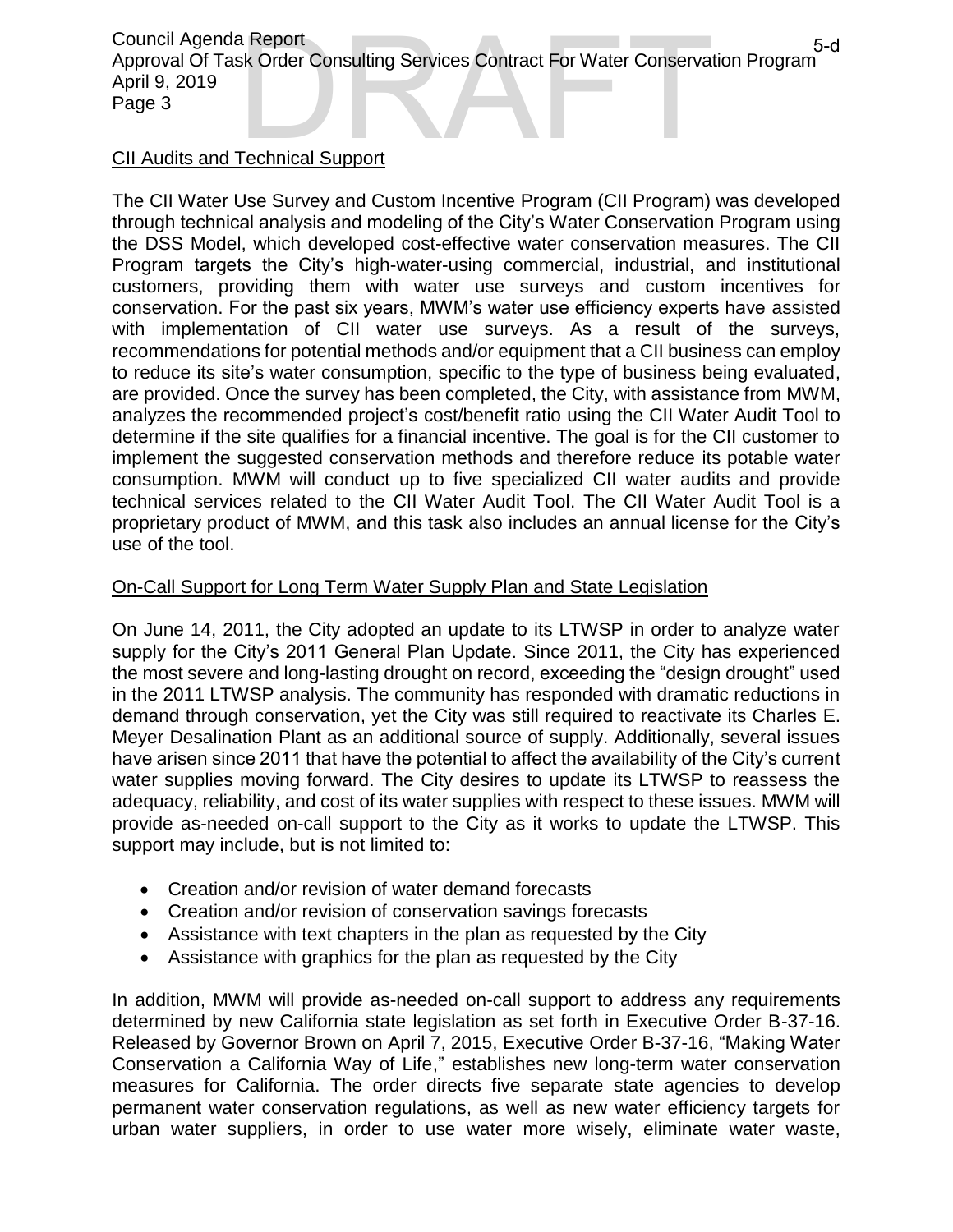## CII Audits and Technical Support

The CII Water Use Survey and Custom Incentive Program (CII Program) was developed through technical analysis and modeling of the City's Water Conservation Program using the DSS Model, which developed cost-effective water conservation measures. The CII Program targets the City's high-water-using commercial, industrial, and institutional customers, providing them with water use surveys and custom incentives for conservation. For the past six years, MWM's water use efficiency experts have assisted with implementation of CII water use surveys. As a result of the surveys, recommendations for potential methods and/or equipment that a CII business can employ to reduce its site's water consumption, specific to the type of business being evaluated, are provided. Once the survey has been completed, the City, with assistance from MWM, analyzes the recommended project's cost/benefit ratio using the CII Water Audit Tool to determine if the site qualifies for a financial incentive. The goal is for the CII customer to implement the suggested conservation methods and therefore reduce its potable water consumption. MWM will conduct up to five specialized CII water audits and provide technical services related to the CII Water Audit Tool. The CII Water Audit Tool is a proprietary product of MWM, and this task also includes an annual license for the City's use of the tool.

## On-Call Support for Long Term Water Supply Plan and State Legislation

On June 14, 2011, the City adopted an update to its LTWSP in order to analyze water supply for the City's 2011 General Plan Update. Since 2011, the City has experienced the most severe and long-lasting drought on record, exceeding the "design drought" used in the 2011 LTWSP analysis. The community has responded with dramatic reductions in demand through conservation, yet the City was still required to reactivate its Charles E. Meyer Desalination Plant as an additional source of supply. Additionally, several issues have arisen since 2011 that have the potential to affect the availability of the City's current water supplies moving forward. The City desires to update its LTWSP to reassess the adequacy, reliability, and cost of its water supplies with respect to these issues. MWM will provide as-needed on-call support to the City as it works to update the LTWSP. This support may include, but is not limited to:

- Creation and/or revision of water demand forecasts
- Creation and/or revision of conservation savings forecasts
- Assistance with text chapters in the plan as requested by the City
- Assistance with graphics for the plan as requested by the City

In addition, MWM will provide as-needed on-call support to address any requirements determined by new California state legislation as set forth in Executive Order B-37-16. Released by Governor Brown on April 7, 2015, Executive Order B-37-16, "Making Water Conservation a California Way of Life," establishes new long-term water conservation measures for California. The order directs five separate state agencies to develop permanent water conservation regulations, as well as new water efficiency targets for urban water suppliers, in order to use water more wisely, eliminate water waste,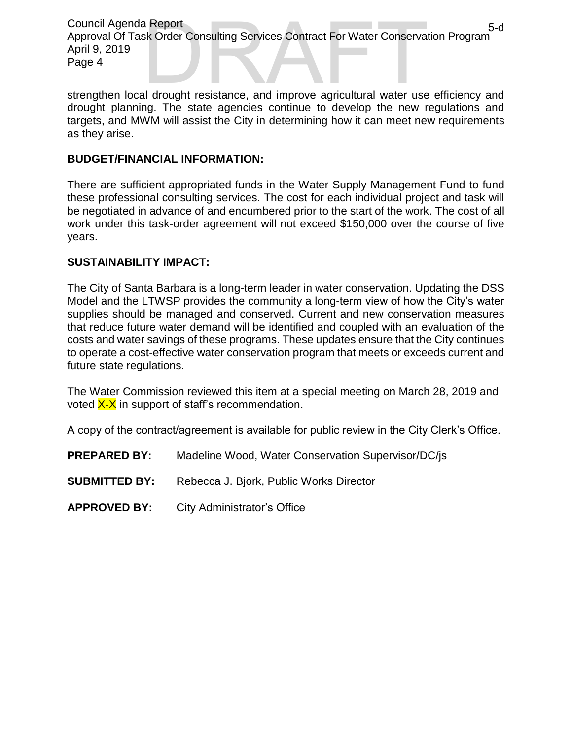strengthen local drought resistance, and improve agricultural water use efficiency and drought planning. The state agencies continue to develop the new regulations and targets, and MWM will assist the City in determining how it can meet new requirements as they arise.

**BUDGET/FINANCIAL INFORMATION:**

There are sufficient appropriated funds in the Water Supply Management Fund to fund these professional consulting services. The cost for each individual project and task will be negotiated in advance of and encumbered prior to the start of the work. The cost of all work under this task-order agreement will not exceed $150,000 over the course of five years.

**SUSTAINABILITY IMPACT:**

The City of Santa Barbara is a long-term leader in water conservation. Updating the DSS Model and the LTWSP provides the community a long-term view of how the City's water supplies should be managed and conserved. Current and new conservation measures that reduce future water demand will be identified and coupled with an evaluation of the costs and water savings of these programs. These updates ensure that the City continues to operate a cost-effective water conservation program that meets or exceeds current and future state regulations.

The Water Commission reviewed this item at a special meeting on March 28, 2019 and voted X-X in support of staff's recommendation.

A copy of the contract/agreement is available for public review in the City Clerk's Office.

**PREPARED BY:** Madeline Wood, Water Conservation Supervisor/DC/js

**SUBMITTED BY:** Rebecca J. Bjork, Public Works Director

**APPROVED BY:** City Administrator's Office